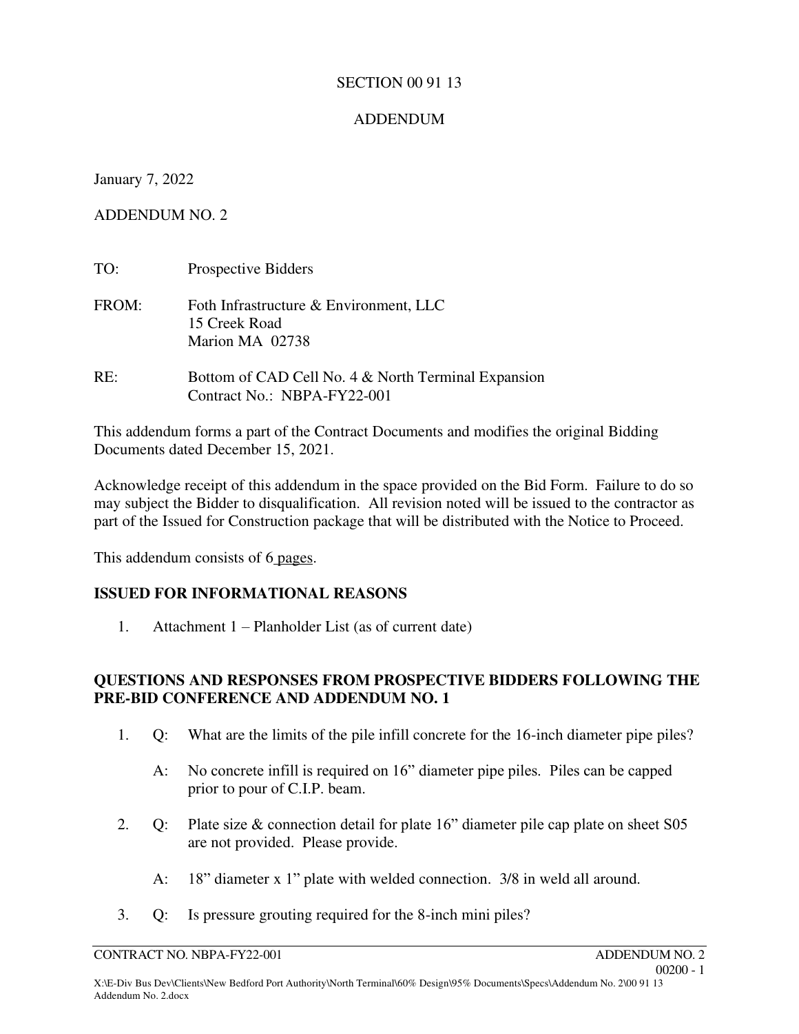SECTION 00 91 13

ADDENDUM

January 7, 2022

ADDENDUM NO. 2

TO: Prospective Bidders

FROM: Foth Infrastructure & Environment, LLC
15 Creek Road
Marion MA 02738

RE: Bottom of CAD Cell No. 4 & North Terminal Expansion
Contract No.: NBPA-FY22-001

This addendum forms a part of the Contract Documents and modifies the original Bidding Documents dated December 15, 2021.

Acknowledge receipt of this addendum in the space provided on the Bid Form. Failure to do so may subject the Bidder to disqualification. All revision noted will be issued to the contractor as part of the Issued for Construction package that will be distributed with the Notice to Proceed.

This addendum consists of 6 pages.

**ISSUED FOR INFORMATIONAL REASONS**

1. Attachment 1 – Planholder List (as of current date)

**QUESTIONS AND RESPONSES FROM PROSPECTIVE BIDDERS FOLLOWING THE PRE-BID CONFERENCE AND ADDENDUM NO. 1**

1. Q: What are the limits of the pile infill concrete for the 16-inch diameter pipe piles?

   A: No concrete infill is required on 16" diameter pipe piles. Piles can be capped prior to pour of C.I.P. beam.

2. Q: Plate size & connection detail for plate 16" diameter pile cap plate on sheet S05 are not provided. Please provide.

   A: 18" diameter x 1" plate with welded connection. 3/8 in weld all around.

3. Q: Is pressure grouting required for the 8-inch mini piles?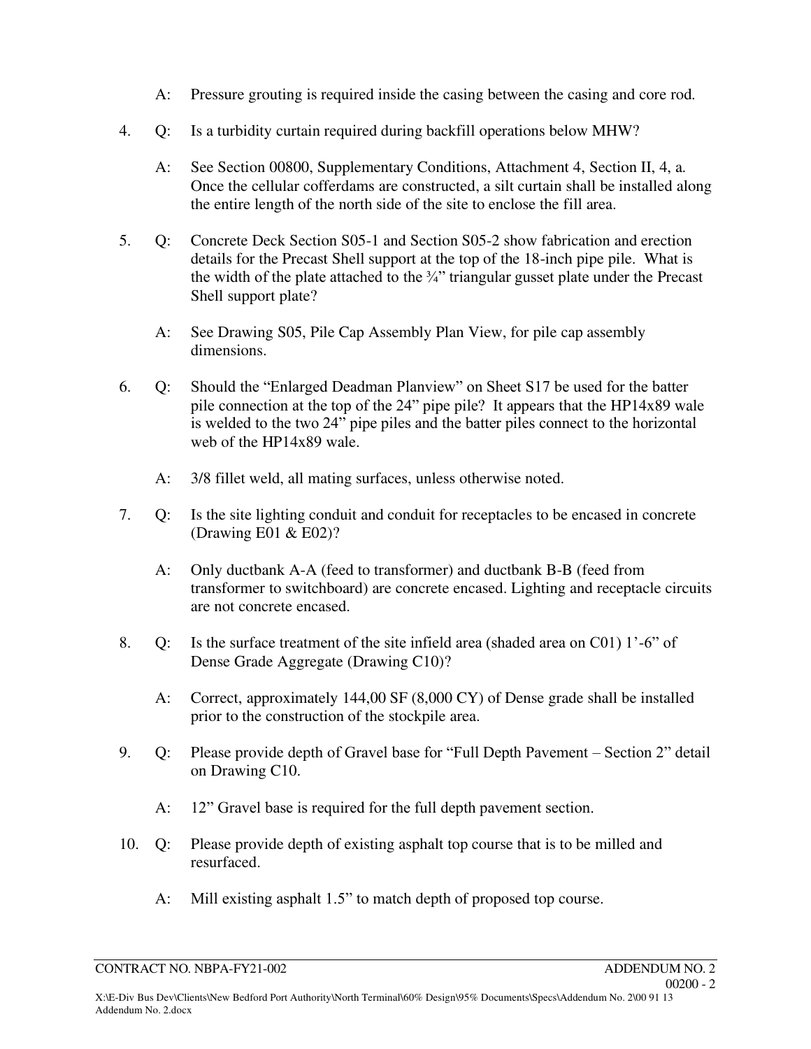A: Pressure grouting is required inside the casing between the casing and core rod.

4. Q: Is a turbidity curtain required during backfill operations below MHW?

   A: See Section 00800, Supplementary Conditions, Attachment 4, Section II, 4, a. Once the cellular cofferdams are constructed, a silt curtain shall be installed along the entire length of the north side of the site to enclose the fill area.

5. Q: Concrete Deck Section S05-1 and Section S05-2 show fabrication and erection details for the Precast Shell support at the top of the 18-inch pipe pile. What is the width of the plate attached to the ¾" triangular gusset plate under the Precast Shell support plate?

   A: See Drawing S05, Pile Cap Assembly Plan View, for pile cap assembly dimensions.

6. Q: Should the "Enlarged Deadman Planview" on Sheet S17 be used for the batter pile connection at the top of the 24" pipe pile? It appears that the HP14x89 wale is welded to the two 24" pipe piles and the batter piles connect to the horizontal web of the HP14x89 wale.

   A: 3/8 fillet weld, all mating surfaces, unless otherwise noted.

7. Q: Is the site lighting conduit and conduit for receptacles to be encased in concrete (Drawing E01 & E02)?

   A: Only ductbank A-A (feed to transformer) and ductbank B-B (feed from transformer to switchboard) are concrete encased. Lighting and receptacle circuits are not concrete encased.

8. Q: Is the surface treatment of the site infield area (shaded area on C01) 1'-6" of Dense Grade Aggregate (Drawing C10)?

   A: Correct, approximately 144,00 SF (8,000 CY) of Dense grade shall be installed prior to the construction of the stockpile area.

9. Q: Please provide depth of Gravel base for "Full Depth Pavement – Section 2" detail on Drawing C10.

   A: 12" Gravel base is required for the full depth pavement section.

10. Q: Please provide depth of existing asphalt top course that is to be milled and resurfaced.

    A: Mill existing asphalt 1.5" to match depth of proposed top course.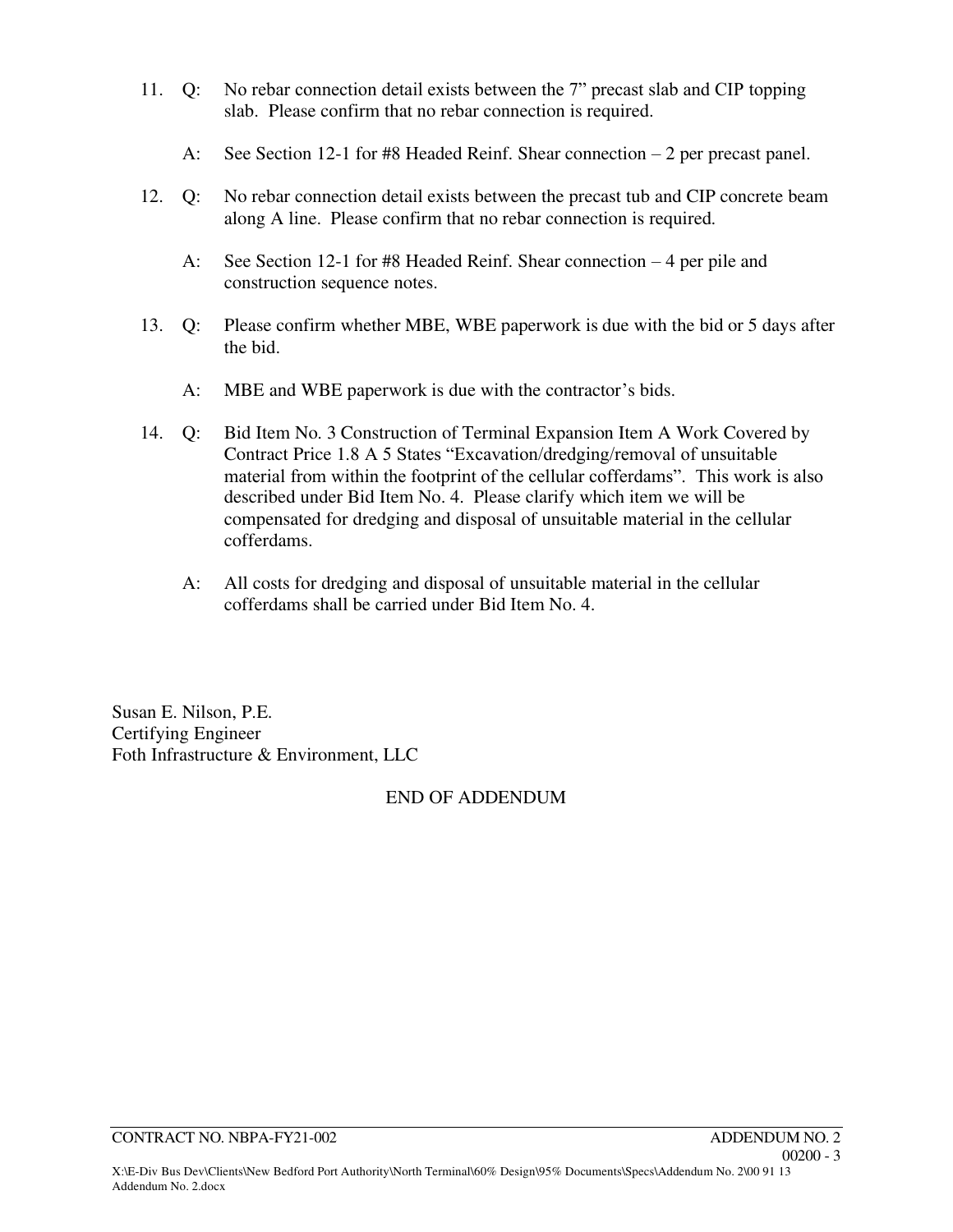11. Q: No rebar connection detail exists between the 7" precast slab and CIP topping slab. Please confirm that no rebar connection is required.

    A: See Section 12-1 for #8 Headed Reinf. Shear connection – 2 per precast panel.

12. Q: No rebar connection detail exists between the precast tub and CIP concrete beam along A line. Please confirm that no rebar connection is required.

    A: See Section 12-1 for #8 Headed Reinf. Shear connection – 4 per pile and construction sequence notes.

13. Q: Please confirm whether MBE, WBE paperwork is due with the bid or 5 days after the bid.

    A: MBE and WBE paperwork is due with the contractor's bids.

14. Q: Bid Item No. 3 Construction of Terminal Expansion Item A Work Covered by Contract Price 1.8 A 5 States "Excavation/dredging/removal of unsuitable material from within the footprint of the cellular cofferdams". This work is also described under Bid Item No. 4. Please clarify which item we will be compensated for dredging and disposal of unsuitable material in the cellular cofferdams.

    A: All costs for dredging and disposal of unsuitable material in the cellular cofferdams shall be carried under Bid Item No. 4.

Susan E. Nilson, P.E.
Certifying Engineer
Foth Infrastructure & Environment, LLC

END OF ADDENDUM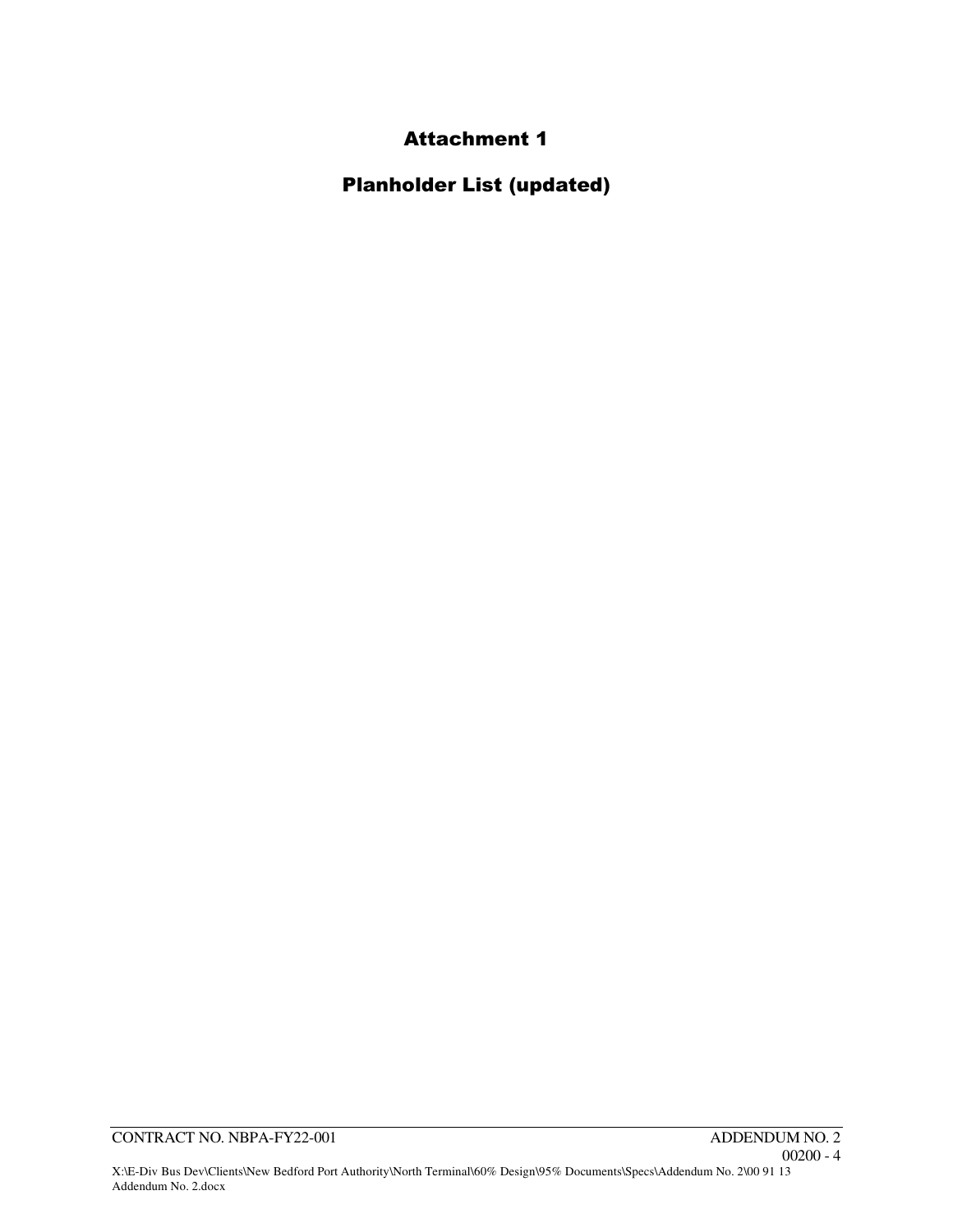# Attachment 1

# Planholder List (updated)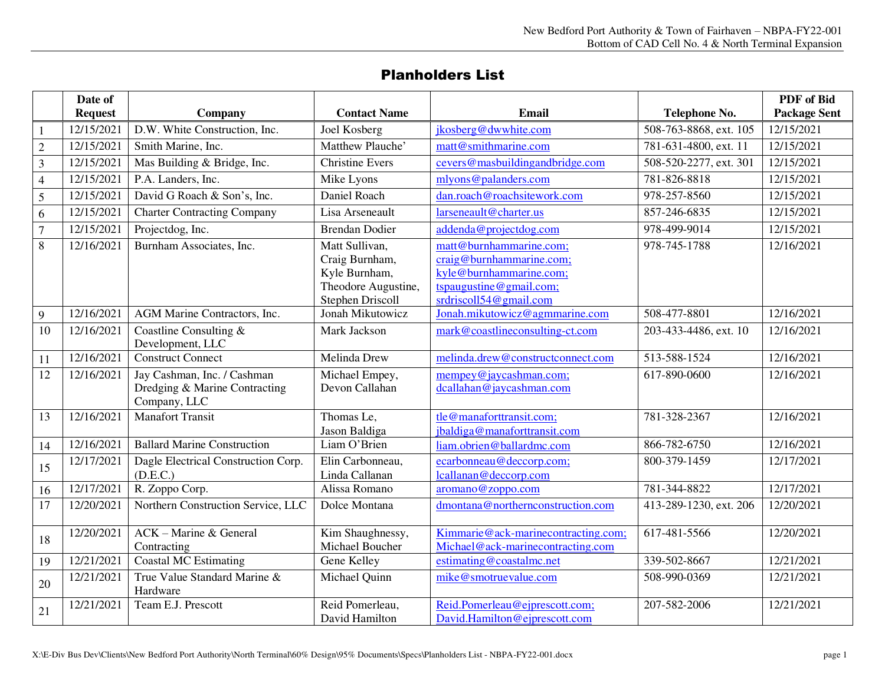# Planholders List

| | Date of Request | Company | Contact Name | Email | Telephone No. | PDF of Bid Package Sent |
|---|---|---|---|---|---|---|
| 1 | 12/15/2021 | D.W. White Construction, Inc. | Joel Kosberg | jkosberg@dwwhite.com | 508-763-8868, ext. 105 | 12/15/2021 |
| 2 | 12/15/2021 | Smith Marine, Inc. | Matthew Plauche' | matt@smithmarine.com | 781-631-4800, ext. 11 | 12/15/2021 |
| 3 | 12/15/2021 | Mas Building & Bridge, Inc. | Christine Evers | cevers@masbuildingandbridge.com | 508-520-2277, ext. 301 | 12/15/2021 |
| 4 | 12/15/2021 | P.A. Landers, Inc. | Mike Lyons | mlyons@palanders.com | 781-826-8818 | 12/15/2021 |
| 5 | 12/15/2021 | David G Roach & Son's, Inc. | Daniel Roach | dan.roach@roachsitework.com | 978-257-8560 | 12/15/2021 |
| 6 | 12/15/2021 | Charter Contracting Company | Lisa Arseneault | larseneault@charter.us | 857-246-6835 | 12/15/2021 |
| 7 | 12/15/2021 | Projectdog, Inc. | Brendan Dodier | addenda@projectdog.com | 978-499-9014 | 12/15/2021 |
| 8 | 12/16/2021 | Burnham Associates, Inc. | Matt Sullivan, Craig Burnham, Kyle Burnham, Theodore Augustine, Stephen Driscoll | matt@burnhammarine.com; craig@burnhammarine.com; kyle@burnhammarine.com; tspaugustine@gmail.com; srdriscoll54@gmail.com | 978-745-1788 | 12/16/2021 |
| 9 | 12/16/2021 | AGM Marine Contractors, Inc. | Jonah Mikutowicz | Jonah.mikutowicz@agmmarine.com | 508-477-8801 | 12/16/2021 |
| 10 | 12/16/2021 | Coastline Consulting & Development, LLC | Mark Jackson | mark@coastlineconsulting-ct.com | 203-433-4486, ext. 10 | 12/16/2021 |
| 11 | 12/16/2021 | Construct Connect | Melinda Drew | melinda.drew@constructconnect.com | 513-588-1524 | 12/16/2021 |
| 12 | 12/16/2021 | Jay Cashman, Inc. / Cashman Dredging & Marine Contracting Company, LLC | Michael Empey, Devon Callahan | mempey@jaycashman.com; dcallahan@jaycashman.com | 617-890-0600 | 12/16/2021 |
| 13 | 12/16/2021 | Manafort Transit | Thomas Le, Jason Baldiga | tle@manaforttransit.com; jbaldiga@manaforttransit.com | 781-328-2367 | 12/16/2021 |
| 14 | 12/16/2021 | Ballard Marine Construction | Liam O'Brien | liam.obrien@ballardmc.com | 866-782-6750 | 12/16/2021 |
| 15 | 12/17/2021 | Dagle Electrical Construction Corp. (D.E.C.) | Elin Carbonneau, Linda Callanan | ecarbonneau@deccorp.com; lcallanan@deccorp.com | 800-379-1459 | 12/17/2021 |
| 16 | 12/17/2021 | R. Zoppo Corp. | Alissa Romano | aromano@zoppo.com | 781-344-8822 | 12/17/2021 |
| 17 | 12/20/2021 | Northern Construction Service, LLC | Dolce Montana | dmontana@northernconstruction.com | 413-289-1230, ext. 206 | 12/20/2021 |
| 18 | 12/20/2021 | ACK – Marine & General Contracting | Kim Shaughnessy, Michael Boucher | Kimmarie@ack-marinecontracting.com; Michael@ack-marinecontracting.com | 617-481-5566 | 12/20/2021 |
| 19 | 12/21/2021 | Coastal MC Estimating | Gene Kelley | estimating@coastalmc.net | 339-502-8667 | 12/21/2021 |
| 20 | 12/21/2021 | True Value Standard Marine & Hardware | Michael Quinn | mike@smotruevalue.com | 508-990-0369 | 12/21/2021 |
| 21 | 12/21/2021 | Team E.J. Prescott | Reid Pomerleau, David Hamilton | Reid.Pomerleau@ejprescott.com; David.Hamilton@ejprescott.com | 207-582-2006 | 12/21/2021 |

X:\E-Div Bus Dev\Clients\New Bedford Port Authority\North Terminal\60% Design\95% Documents\Specs\Planholders List - NBPA-FY22-001.docx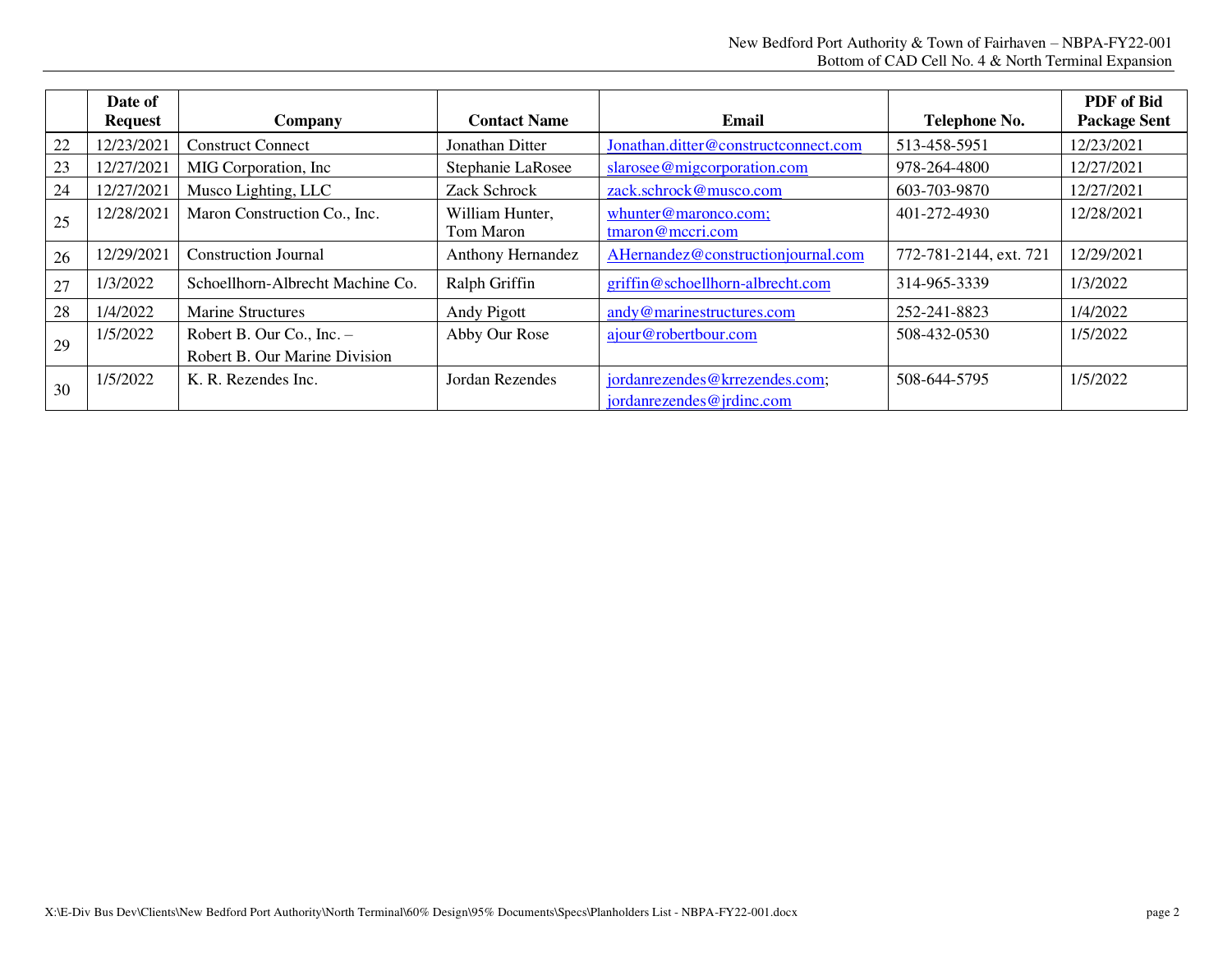| | Date of Request | Company | Contact Name | Email | Telephone No. | PDF of Bid Package Sent |
|---|---|---|---|---|---|---|
| 22 | 12/23/2021 | Construct Connect | Jonathan Ditter | Jonathan.ditter@constructconnect.com | 513-458-5951 | 12/23/2021 |
| 23 | 12/27/2021 | MIG Corporation, Inc | Stephanie LaRosee | slarosee@migcorporation.com | 978-264-4800 | 12/27/2021 |
| 24 | 12/27/2021 | Musco Lighting, LLC | Zack Schrock | zack.schrock@musco.com | 603-703-9870 | 12/27/2021 |
| 25 | 12/28/2021 | Maron Construction Co., Inc. | William Hunter, Tom Maron | whunter@maronco.com; tmaron@mccri.com | 401-272-4930 | 12/28/2021 |
| 26 | 12/29/2021 | Construction Journal | Anthony Hernandez | AHernandez@constructionjournal.com | 772-781-2144, ext. 721 | 12/29/2021 |
| 27 | 1/3/2022 | Schoellhorn-Albrecht Machine Co. | Ralph Griffin | griffin@schoellhorn-albrecht.com | 314-965-3339 | 1/3/2022 |
| 28 | 1/4/2022 | Marine Structures | Andy Pigott | andy@marinestructures.com | 252-241-8823 | 1/4/2022 |
| 29 | 1/5/2022 | Robert B. Our Co., Inc. – Robert B. Our Marine Division | Abby Our Rose | ajour@robertbour.com | 508-432-0530 | 1/5/2022 |
| 30 | 1/5/2022 | K. R. Rezendes Inc. | Jordan Rezendes | jordanrezendes@krrezendes.com; jordanrezendes@jrdinc.com | 508-644-5795 | 1/5/2022 |